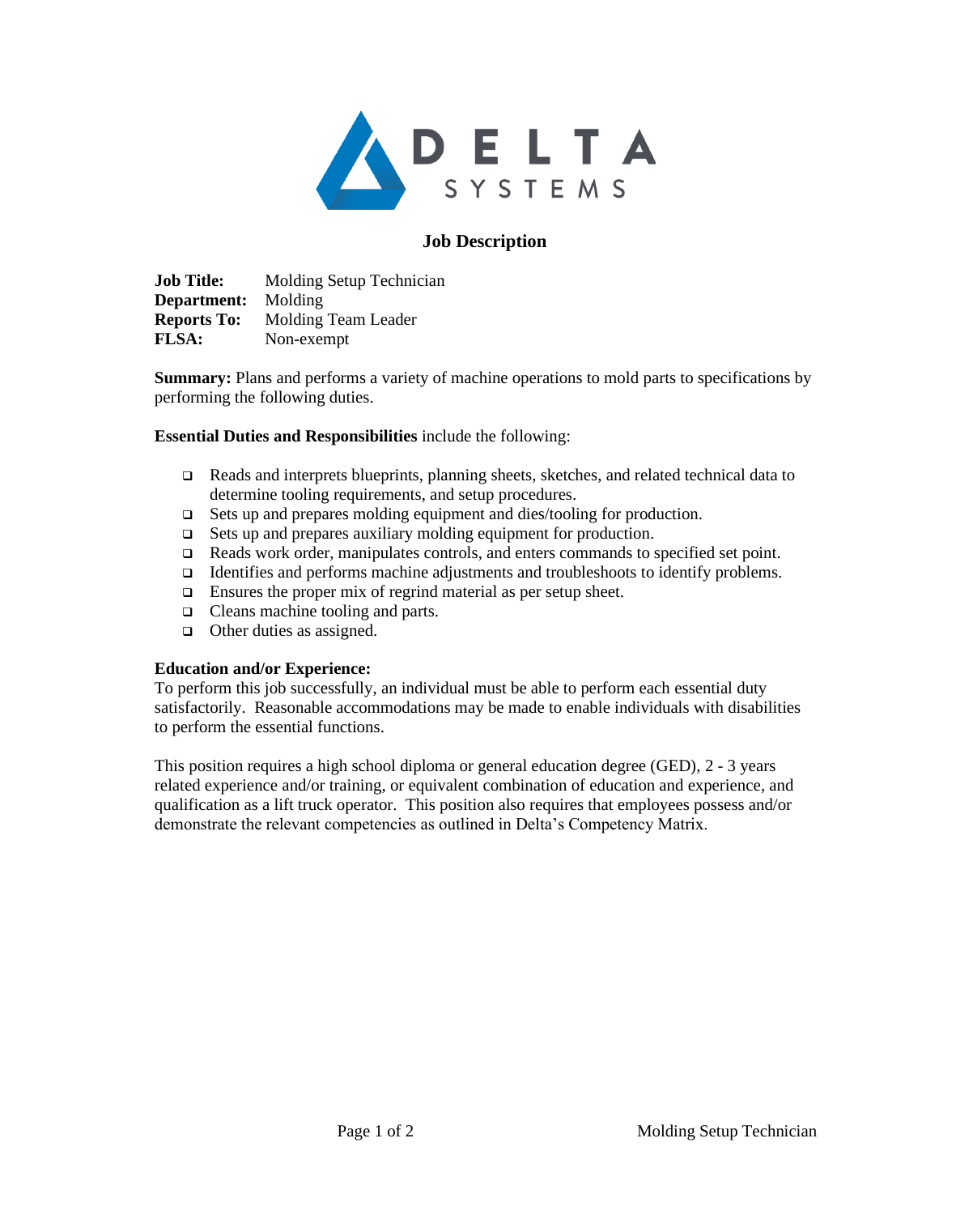DELTA SYSTEMS

# Job Description

**Job Title:** Molding Setup Technician
**Department:** Molding
**Reports To:** Molding Team Leader
**FLSA:** Non-exempt

**Summary:** Plans and performs a variety of machine operations to mold parts to specifications by performing the following duties.

**Essential Duties and Responsibilities** include the following:

- Reads and interprets blueprints, planning sheets, sketches, and related technical data to determine tooling requirements, and setup procedures.
- Sets up and prepares molding equipment and dies/tooling for production.
- Sets up and prepares auxiliary molding equipment for production.
- Reads work order, manipulates controls, and enters commands to specified set point.
- Identifies and performs machine adjustments and troubleshoots to identify problems.
- Ensures the proper mix of regrind material as per setup sheet.
- Cleans machine tooling and parts.
- Other duties as assigned.

**Education and/or Experience:**
To perform this job successfully, an individual must be able to perform each essential duty satisfactorily. Reasonable accommodations may be made to enable individuals with disabilities to perform the essential functions.

This position requires a high school diploma or general education degree (GED), 2 - 3 years related experience and/or training, or equivalent combination of education and experience, and qualification as a lift truck operator. This position also requires that employees possess and/or demonstrate the relevant competencies as outlined in Delta's Competency Matrix.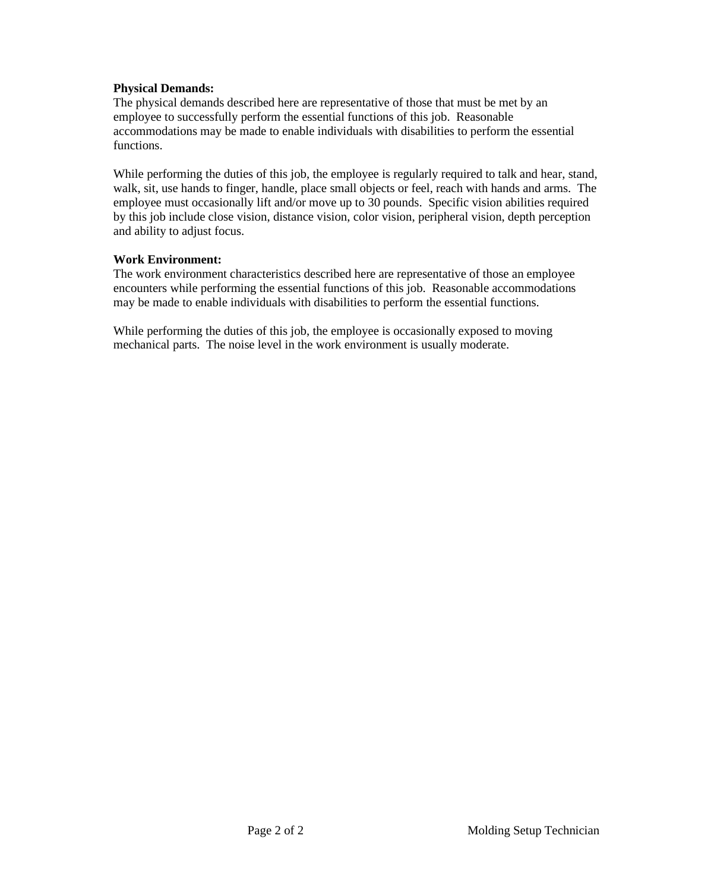**Physical Demands:**
The physical demands described here are representative of those that must be met by an employee to successfully perform the essential functions of this job. Reasonable accommodations may be made to enable individuals with disabilities to perform the essential functions.

While performing the duties of this job, the employee is regularly required to talk and hear, stand, walk, sit, use hands to finger, handle, place small objects or feel, reach with hands and arms. The employee must occasionally lift and/or move up to 30 pounds. Specific vision abilities required by this job include close vision, distance vision, color vision, peripheral vision, depth perception and ability to adjust focus.

**Work Environment:**
The work environment characteristics described here are representative of those an employee encounters while performing the essential functions of this job. Reasonable accommodations may be made to enable individuals with disabilities to perform the essential functions.

While performing the duties of this job, the employee is occasionally exposed to moving mechanical parts. The noise level in the work environment is usually moderate.